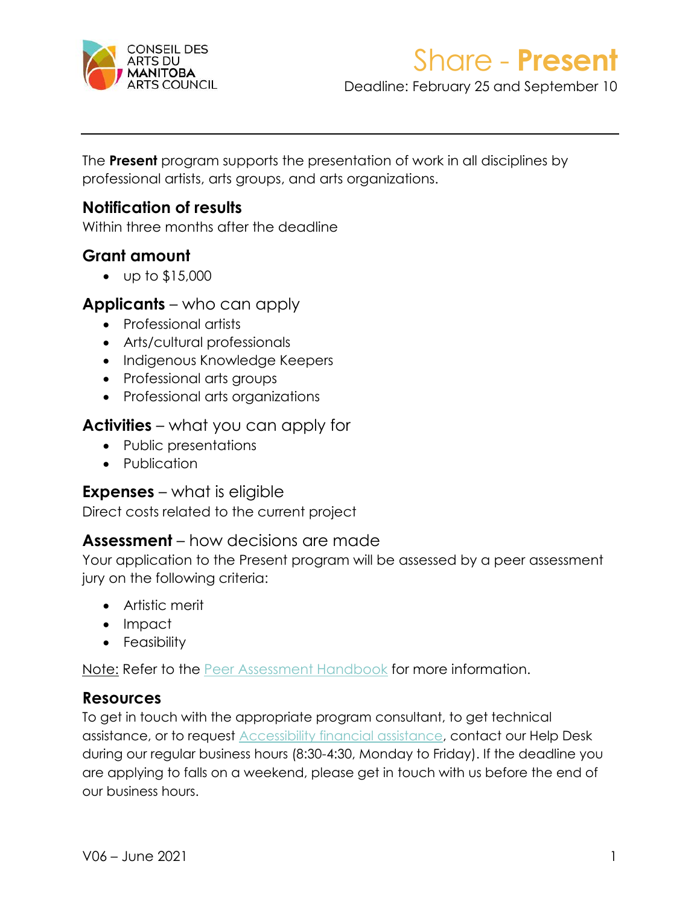CONSEIL DES ARTS DU MANITOBA ARTS COUNCIL

# Share - **Present**

Deadline: February 25 and September 10

The **Present** program supports the presentation of work in all disciplines by professional artists, arts groups, and arts organizations.

## Notification of results

Within three months after the deadline

## Grant amount

- up to $15,000

## **Applicants** – who can apply

- Professional artists
- Arts/cultural professionals
- Indigenous Knowledge Keepers
- Professional arts groups
- Professional arts organizations

## **Activities** – what you can apply for

- Public presentations
- Publication

## **Expenses** – what is eligible

Direct costs related to the current project

## **Assessment** – how decisions are made

Your application to the Present program will be assessed by a peer assessment jury on the following criteria:

- Artistic merit
- Impact
- Feasibility

Note: Refer to the Peer Assessment Handbook for more information.

## Resources

To get in touch with the appropriate program consultant, to get technical assistance, or to request Accessibility financial assistance, contact our Help Desk during our regular business hours (8:30-4:30, Monday to Friday). If the deadline you are applying to falls on a weekend, please get in touch with us before the end of our business hours.

V06 – June 2021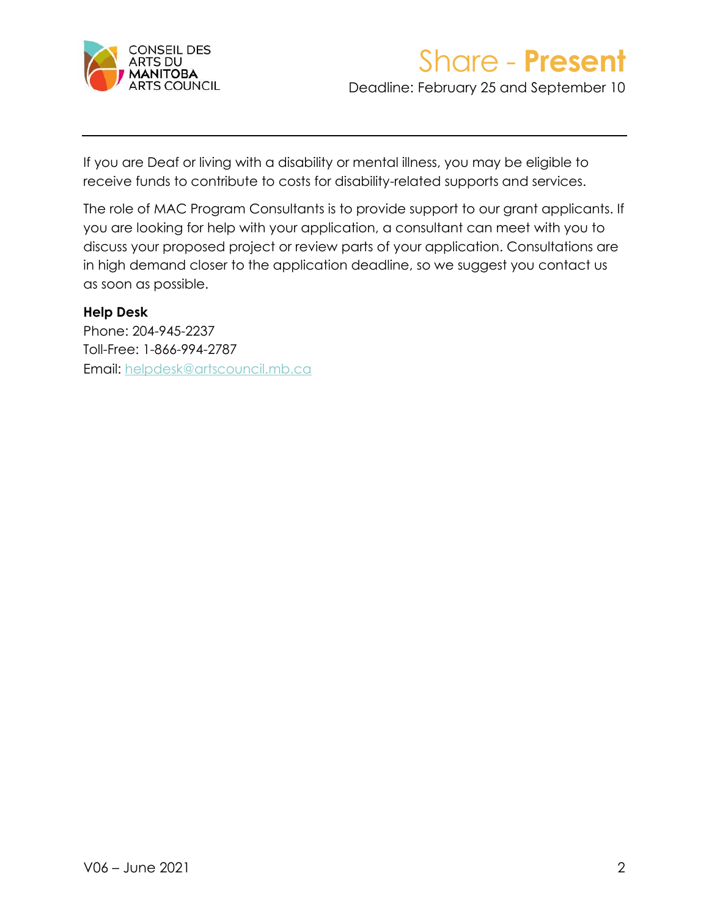If you are Deaf or living with a disability or mental illness, you may be eligible to receive funds to contribute to costs for disability-related supports and services.

The role of MAC Program Consultants is to provide support to our grant applicants. If you are looking for help with your application, a consultant can meet with you to discuss your proposed project or review parts of your application. Consultations are in high demand closer to the application deadline, so we suggest you contact us as soon as possible.

**Help Desk**
Phone: 204-945-2237
Toll-Free: 1-866-994-2787
Email: helpdesk@artscouncil.mb.ca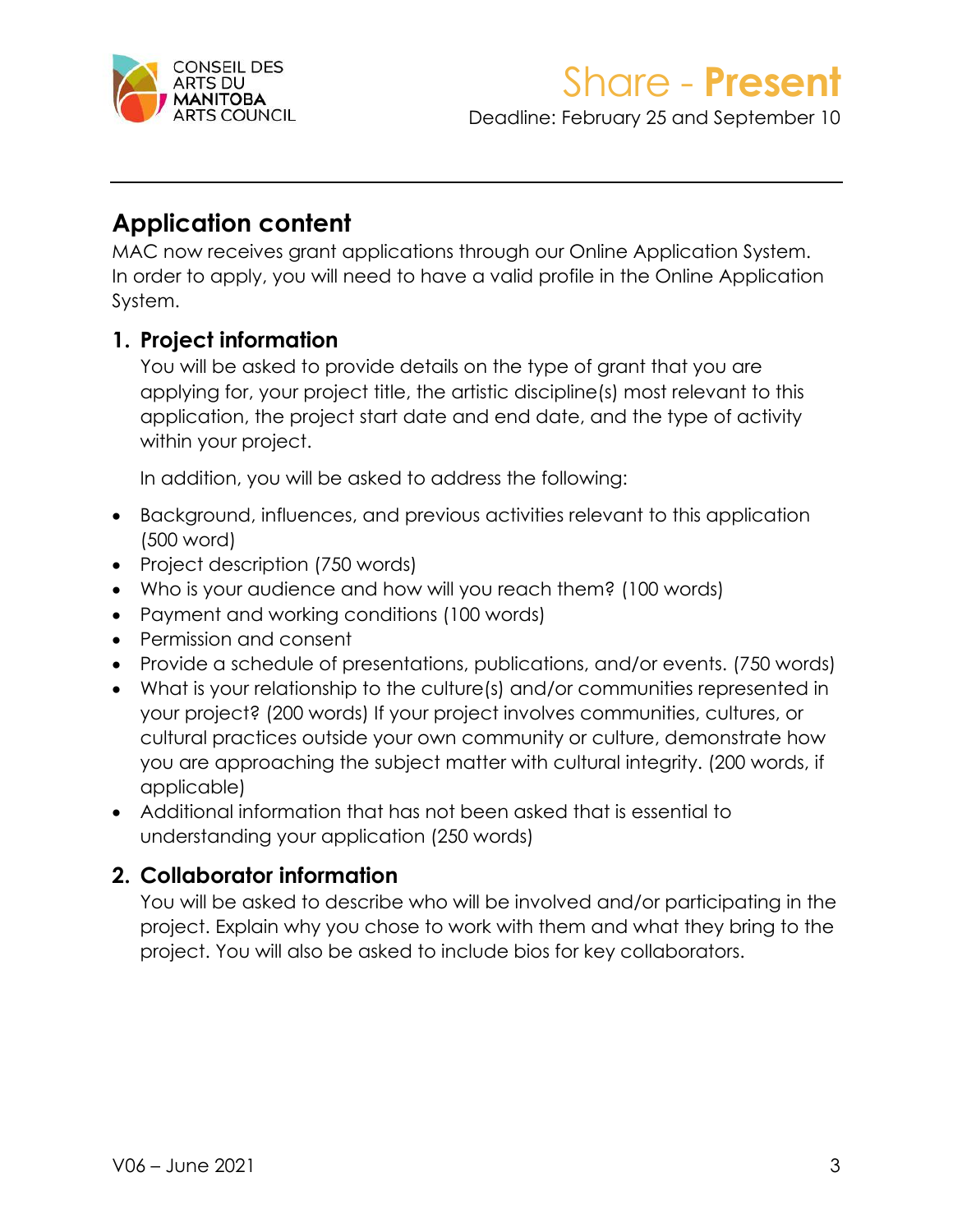## Application content

MAC now receives grant applications through our Online Application System. In order to apply, you will need to have a valid profile in the Online Application System.

### 1. Project information

You will be asked to provide details on the type of grant that you are applying for, your project title, the artistic discipline(s) most relevant to this application, the project start date and end date, and the type of activity within your project.

In addition, you will be asked to address the following:

- Background, influences, and previous activities relevant to this application (500 word)
- Project description (750 words)
- Who is your audience and how will you reach them? (100 words)
- Payment and working conditions (100 words)
- Permission and consent
- Provide a schedule of presentations, publications, and/or events. (750 words)
- What is your relationship to the culture(s) and/or communities represented in your project? (200 words) If your project involves communities, cultures, or cultural practices outside your own community or culture, demonstrate how you are approaching the subject matter with cultural integrity. (200 words, if applicable)
- Additional information that has not been asked that is essential to understanding your application (250 words)

### 2. Collaborator information

You will be asked to describe who will be involved and/or participating in the project. Explain why you chose to work with them and what they bring to the project. You will also be asked to include bios for key collaborators.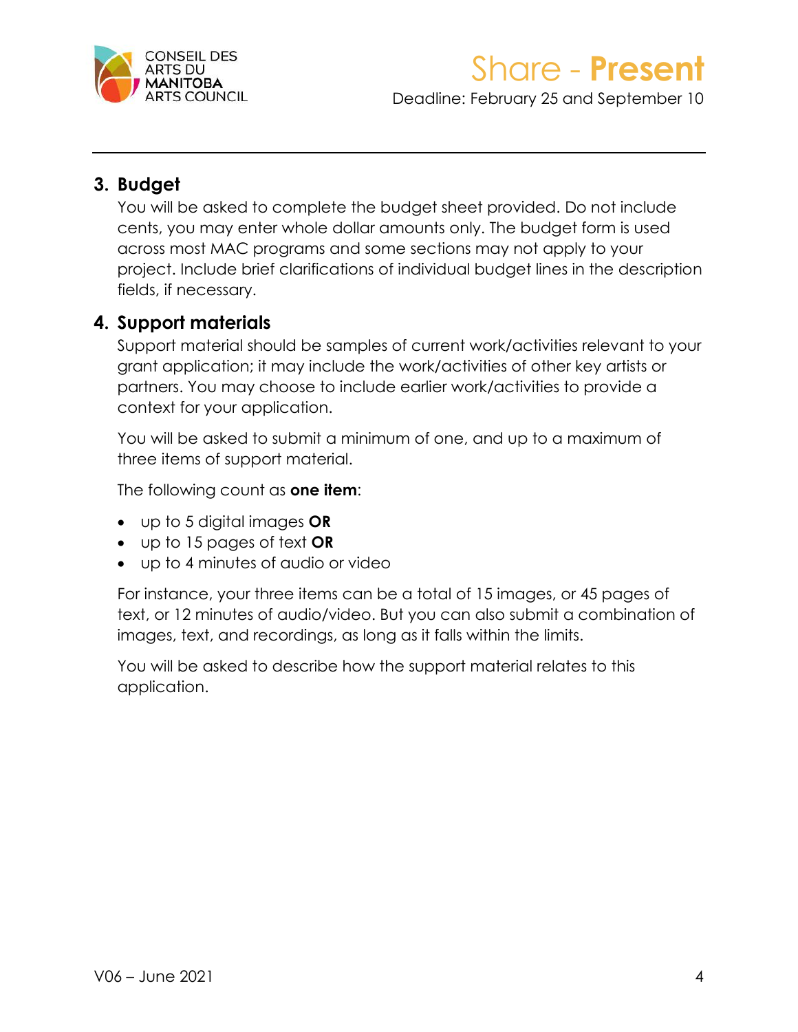## 3. Budget

You will be asked to complete the budget sheet provided. Do not include cents, you may enter whole dollar amounts only. The budget form is used across most MAC programs and some sections may not apply to your project. Include brief clarifications of individual budget lines in the description fields, if necessary.

## 4. Support materials

Support material should be samples of current work/activities relevant to your grant application; it may include the work/activities of other key artists or partners. You may choose to include earlier work/activities to provide a context for your application.

You will be asked to submit a minimum of one, and up to a maximum of three items of support material.

The following count as **one item**:

- up to 5 digital images **OR**
- up to 15 pages of text **OR**
- up to 4 minutes of audio or video

For instance, your three items can be a total of 15 images, or 45 pages of text, or 12 minutes of audio/video. But you can also submit a combination of images, text, and recordings, as long as it falls within the limits.

You will be asked to describe how the support material relates to this application.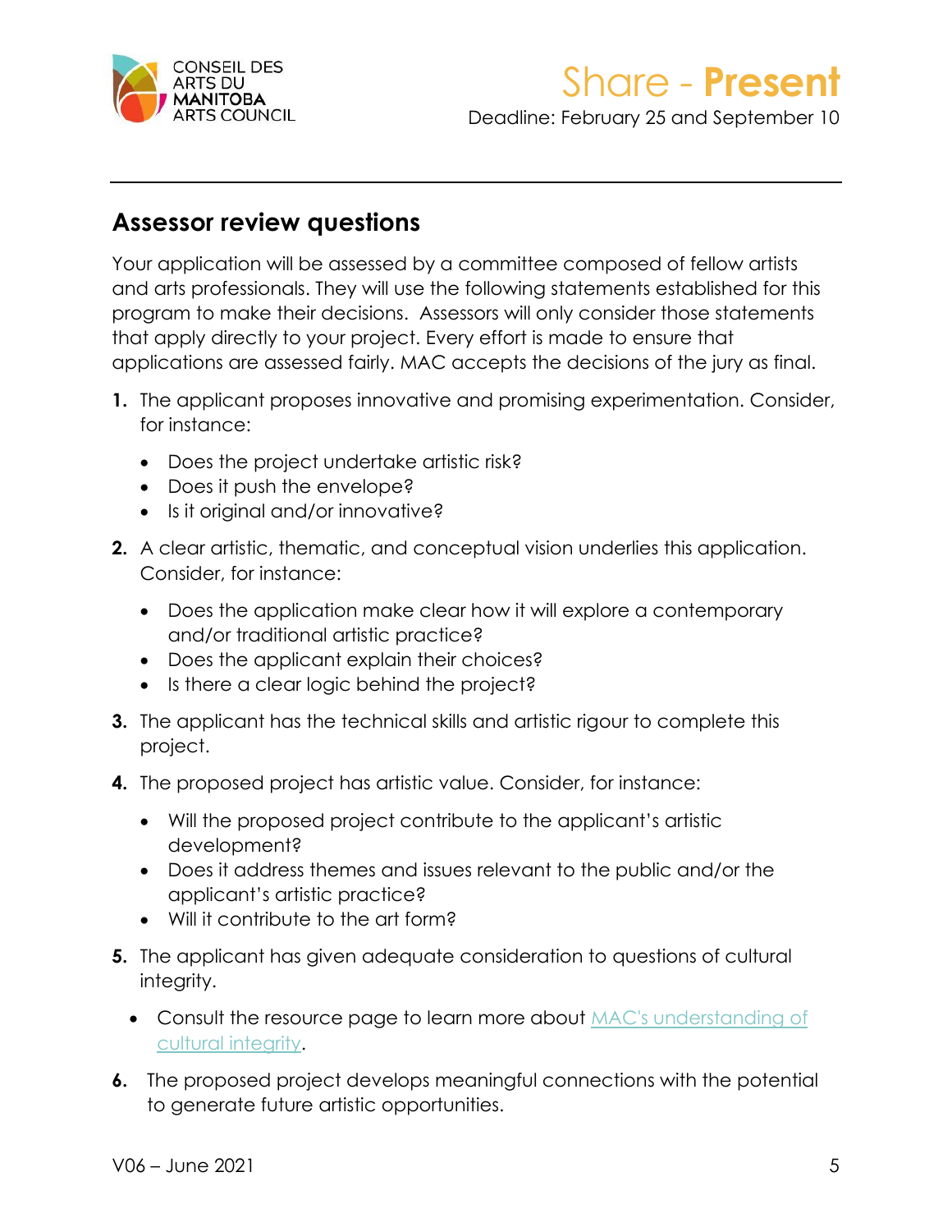## Assessor review questions

Your application will be assessed by a committee composed of fellow artists and arts professionals. They will use the following statements established for this program to make their decisions. Assessors will only consider those statements that apply directly to your project. Every effort is made to ensure that applications are assessed fairly. MAC accepts the decisions of the jury as final.

1. The applicant proposes innovative and promising experimentation. Consider, for instance:
   - Does the project undertake artistic risk?
   - Does it push the envelope?
   - Is it original and/or innovative?
2. A clear artistic, thematic, and conceptual vision underlies this application. Consider, for instance:
   - Does the application make clear how it will explore a contemporary and/or traditional artistic practice?
   - Does the applicant explain their choices?
   - Is there a clear logic behind the project?
3. The applicant has the technical skills and artistic rigour to complete this project.
4. The proposed project has artistic value. Consider, for instance:
   - Will the proposed project contribute to the applicant's artistic development?
   - Does it address themes and issues relevant to the public and/or the applicant's artistic practice?
   - Will it contribute to the art form?
5. The applicant has given adequate consideration to questions of cultural integrity.
   - Consult the resource page to learn more about MAC's understanding of cultural integrity.
6. The proposed project develops meaningful connections with the potential to generate future artistic opportunities.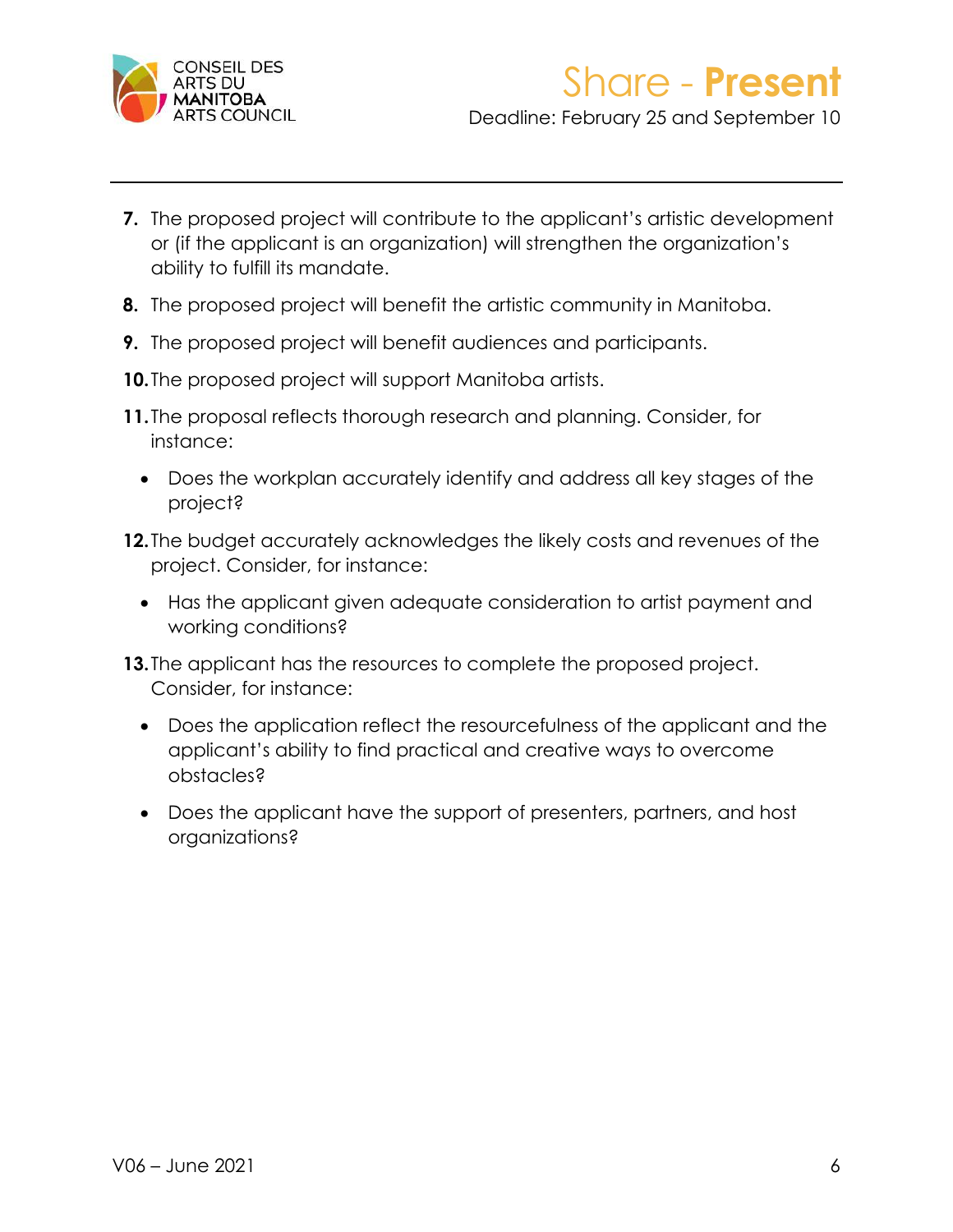7. The proposed project will contribute to the applicant's artistic development or (if the applicant is an organization) will strengthen the organization's ability to fulfill its mandate.
8. The proposed project will benefit the artistic community in Manitoba.
9. The proposed project will benefit audiences and participants.
10. The proposed project will support Manitoba artists.
11. The proposal reflects thorough research and planning. Consider, for instance:
    - Does the workplan accurately identify and address all key stages of the project?
12. The budget accurately acknowledges the likely costs and revenues of the project. Consider, for instance:
    - Has the applicant given adequate consideration to artist payment and working conditions?
13. The applicant has the resources to complete the proposed project. Consider, for instance:
    - Does the application reflect the resourcefulness of the applicant and the applicant's ability to find practical and creative ways to overcome obstacles?
    - Does the applicant have the support of presenters, partners, and host organizations?